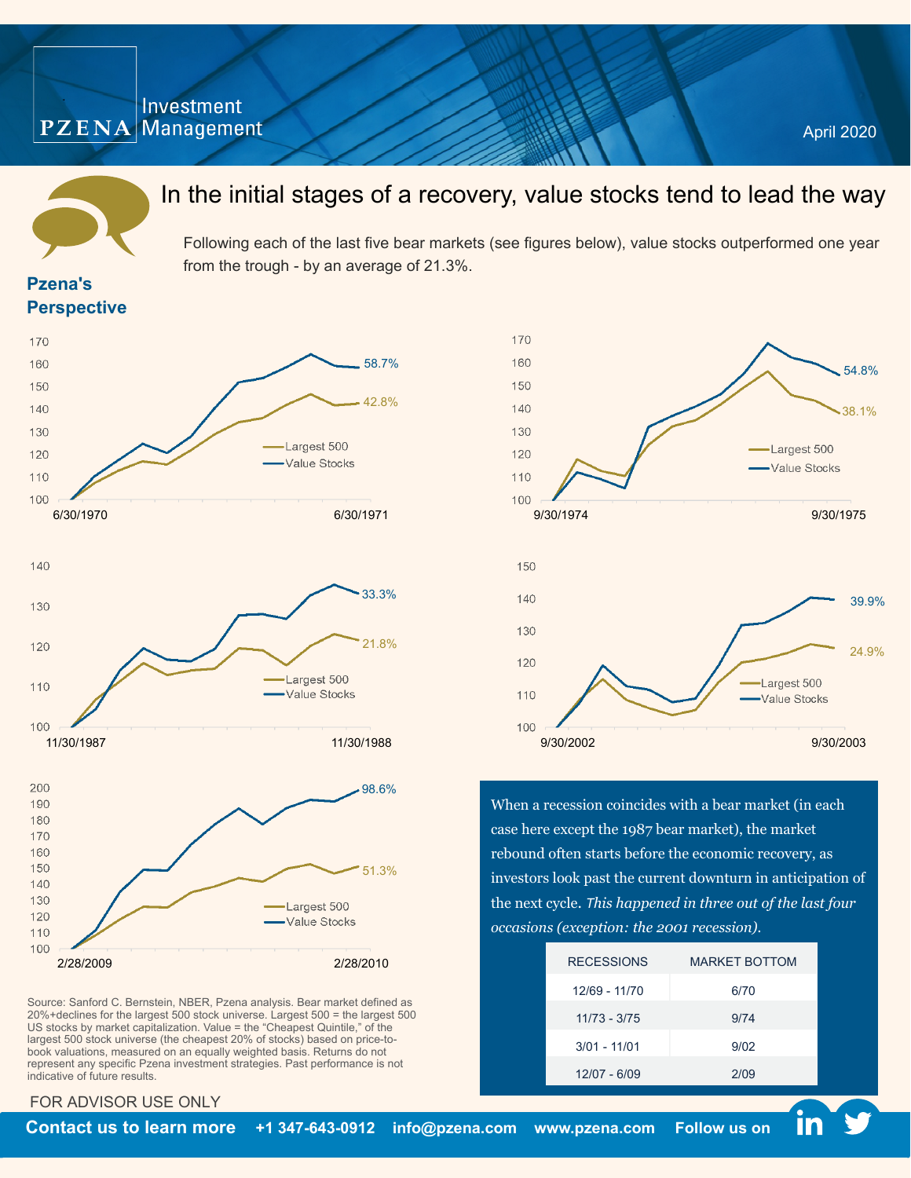PZENA Investment Management

April 2020

## Pzena's Perspective

# In the initial stages of a recovery, value stocks tend to lead the way

Following each of the last five bear markets (see figures below), value stocks outperformed one year from the trough - by an average of 21.3%.

6/30/1970 – 6/30/1971: Largest 500 42.8%; Value Stocks 58.7%

9/30/1974 – 9/30/1975: Largest 500 38.1%; Value Stocks 54.8%

11/30/1987 – 11/30/1988: Largest 500 21.8%; Value Stocks 33.3%

9/30/2002 – 9/30/2003: Largest 500 24.9%; Value Stocks 39.9%

2/28/2009 – 2/28/2010: Largest 500 51.3%; Value Stocks 98.6%

When a recession coincides with a bear market (in each case here except the 1987 bear market), the market rebound often starts before the economic recovery, as investors look past the current downturn in anticipation of the next cycle. *This happened in three out of the last four occasions (exception: the 2001 recession).*

| RECESSIONS | MARKET BOTTOM |
|---|---|
| 12/69 - 11/70 | 6/70 |
| 11/73 - 3/75 | 9/74 |
| 3/01 - 11/01 | 9/02 |
| 12/07 - 6/09 | 2/09 |

Source: Sanford C. Bernstein, NBER, Pzena analysis. Bear market defined as 20%+declines for the largest 500 stock universe. Largest 500 = the largest 500 US stocks by market capitalization. Value = the "Cheapest Quintile," of the largest 500 stock universe (the cheapest 20% of stocks) based on price-to-book valuations, measured on an equally weighted basis. Returns do not represent any specific Pzena investment strategies. Past performance is not indicative of future results.

FOR ADVISOR USE ONLY

**Contact us to learn more** **+1 347-643-0912** **info@pzena.com** **www.pzena.com** **Follow us on**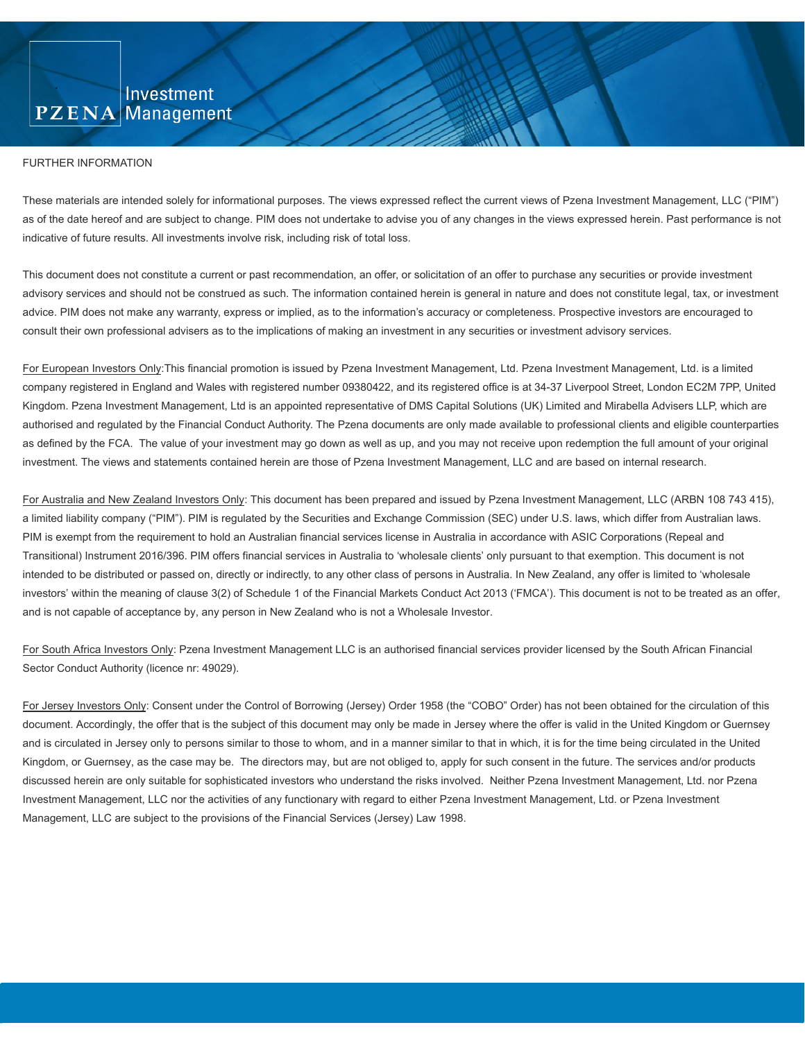FURTHER INFORMATION

These materials are intended solely for informational purposes. The views expressed reflect the current views of Pzena Investment Management, LLC ("PIM") as of the date hereof and are subject to change. PIM does not undertake to advise you of any changes in the views expressed herein. Past performance is not indicative of future results. All investments involve risk, including risk of total loss.

This document does not constitute a current or past recommendation, an offer, or solicitation of an offer to purchase any securities or provide investment advisory services and should not be construed as such. The information contained herein is general in nature and does not constitute legal, tax, or investment advice. PIM does not make any warranty, express or implied, as to the information's accuracy or completeness. Prospective investors are encouraged to consult their own professional advisers as to the implications of making an investment in any securities or investment advisory services.

For European Investors Only:This financial promotion is issued by Pzena Investment Management, Ltd. Pzena Investment Management, Ltd. is a limited company registered in England and Wales with registered number 09380422, and its registered office is at 34-37 Liverpool Street, London EC2M 7PP, United Kingdom. Pzena Investment Management, Ltd is an appointed representative of DMS Capital Solutions (UK) Limited and Mirabella Advisers LLP, which are authorised and regulated by the Financial Conduct Authority. The Pzena documents are only made available to professional clients and eligible counterparties as defined by the FCA. The value of your investment may go down as well as up, and you may not receive upon redemption the full amount of your original investment. The views and statements contained herein are those of Pzena Investment Management, LLC and are based on internal research.

For Australia and New Zealand Investors Only: This document has been prepared and issued by Pzena Investment Management, LLC (ARBN 108 743 415), a limited liability company ("PIM"). PIM is regulated by the Securities and Exchange Commission (SEC) under U.S. laws, which differ from Australian laws. PIM is exempt from the requirement to hold an Australian financial services license in Australia in accordance with ASIC Corporations (Repeal and Transitional) Instrument 2016/396. PIM offers financial services in Australia to 'wholesale clients' only pursuant to that exemption. This document is not intended to be distributed or passed on, directly or indirectly, to any other class of persons in Australia. In New Zealand, any offer is limited to 'wholesale investors' within the meaning of clause 3(2) of Schedule 1 of the Financial Markets Conduct Act 2013 ('FMCA'). This document is not to be treated as an offer, and is not capable of acceptance by, any person in New Zealand who is not a Wholesale Investor.

For South Africa Investors Only: Pzena Investment Management LLC is an authorised financial services provider licensed by the South African Financial Sector Conduct Authority (licence nr: 49029).

For Jersey Investors Only: Consent under the Control of Borrowing (Jersey) Order 1958 (the "COBO" Order) has not been obtained for the circulation of this document. Accordingly, the offer that is the subject of this document may only be made in Jersey where the offer is valid in the United Kingdom or Guernsey and is circulated in Jersey only to persons similar to those to whom, and in a manner similar to that in which, it is for the time being circulated in the United Kingdom, or Guernsey, as the case may be. The directors may, but are not obliged to, apply for such consent in the future. The services and/or products discussed herein are only suitable for sophisticated investors who understand the risks involved. Neither Pzena Investment Management, Ltd. nor Pzena Investment Management, LLC nor the activities of any functionary with regard to either Pzena Investment Management, Ltd. or Pzena Investment Management, LLC are subject to the provisions of the Financial Services (Jersey) Law 1998.